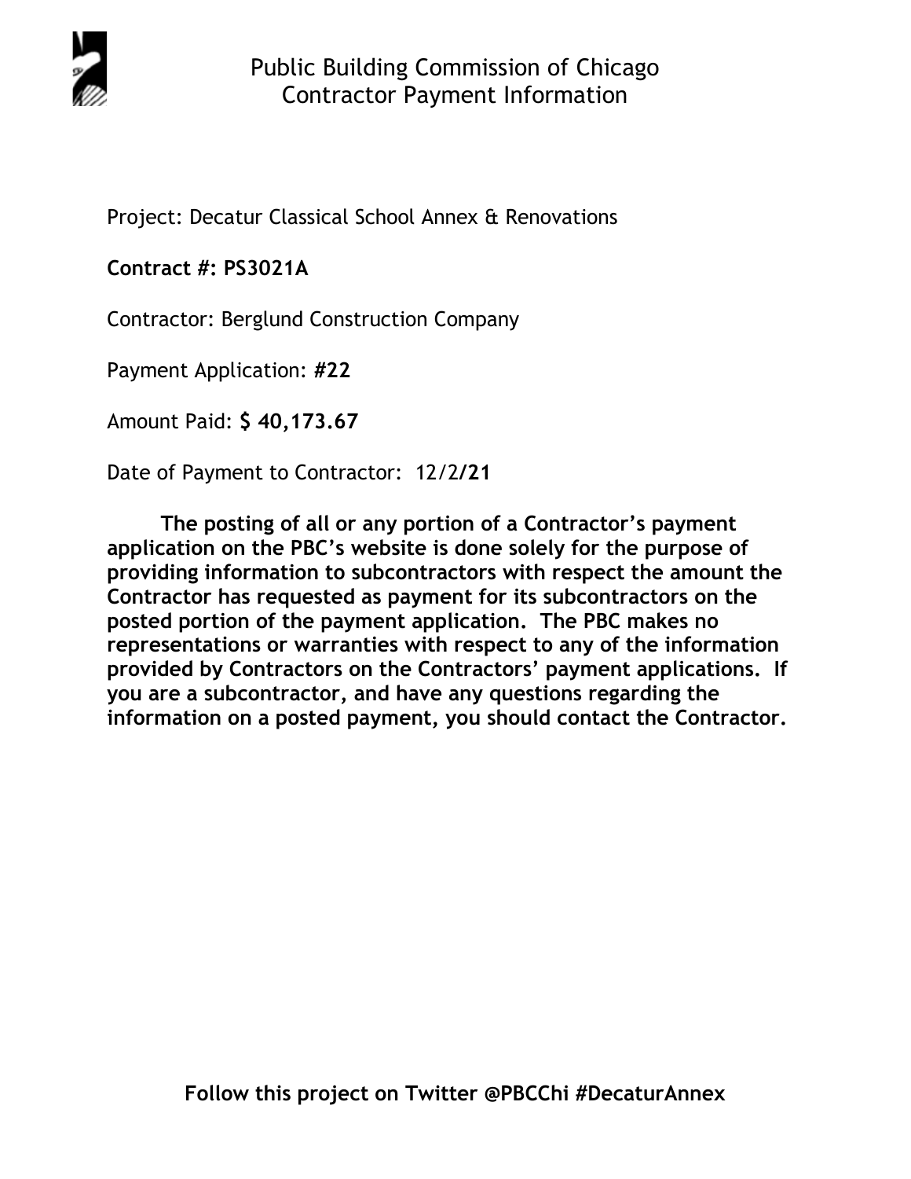# Public Building Commission of Chicago
## Contractor Payment Information

Project: Decatur Classical School Annex & Renovations

**Contract #: PS3021A**

Contractor: Berglund Construction Company

Payment Application: **#22**

Amount Paid: **$ 40,173.67**

Date of Payment to Contractor: 12/2/**21**

**The posting of all or any portion of a Contractor's payment application on the PBC's website is done solely for the purpose of providing information to subcontractors with respect the amount the Contractor has requested as payment for its subcontractors on the posted portion of the payment application. The PBC makes no representations or warranties with respect to any of the information provided by Contractors on the Contractors' payment applications. If you are a subcontractor, and have any questions regarding the information on a posted payment, you should contact the Contractor.**

**Follow this project on Twitter @PBCChi #DecaturAnnex**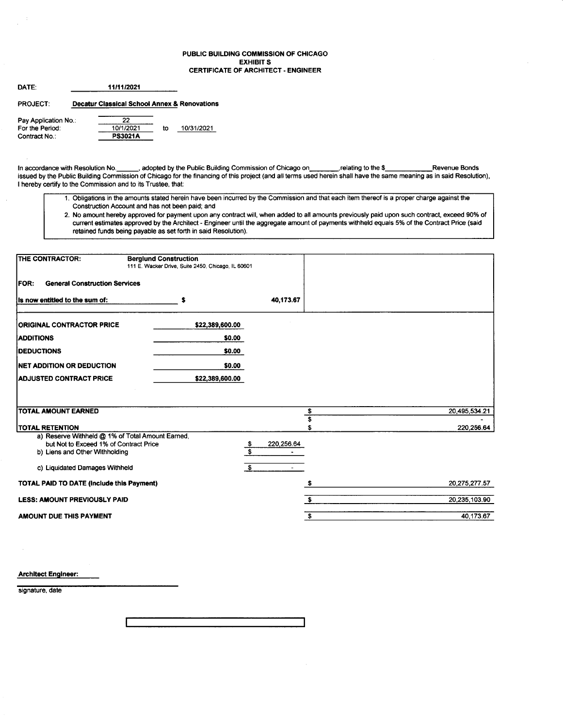# PUBLIC BUILDING COMMISSION OF CHICAGO
## EXHIBIT S
## CERTIFICATE OF ARCHITECT - ENGINEER

DATE: **11/11/2021**

PROJECT: **Decatur Classical School Annex & Renovations**

| | | | |
|---|---|---|---|
| Pay Application No.: | 22 | | |
| For the Period: | 10/1/2021 | to | 10/31/2021 |
| Contract No.: | **PS3021A** | | |

In accordance with Resolution No.______, adopted by the Public Building Commission of Chicago on________,relating to the $____________Revenue Bonds issued by the Public Building Commission of Chicago for the financing of this project (and all terms used herein shall have the same meaning as in said Resolution), I hereby certify to the Commission and to its Trustee, that:

1. Obligations in the amounts stated herein have been incurred by the Commission and that each item thereof is a proper charge against the Construction Account and has not been paid; and
2. No amount hereby approved for payment upon any contract will, when added to all amounts previously paid upon such contract, exceed 90% of current estimates approved by the Architect - Engineer until the aggregate amount of payments withheld equals 5% of the Contract Price (said retained funds being payable as set forth in said Resolution).

**THE CONTRACTOR:** **Berglund Construction**
111 E. Wacker Drive, Suite 2450, Chicago, IL 60601

**FOR: General Construction Services**

**Is now entitled to the sum of:** $ 40,173.67

| | |
|---|---|
| **ORIGINAL CONTRACTOR PRICE** | $22,389,600.00 |
| **ADDITIONS** | $0.00 |
| **DEDUCTIONS** | $0.00 |
| **NET ADDITION OR DEDUCTION** | $0.00 |
| **ADJUSTED CONTRACT PRICE** | $22,389,600.00 |

| | | |
|---|---|---|
| **TOTAL AMOUNT EARNED** | | $ 20,495,534.21 |
| | | $ - |
| **TOTAL RETENTION** | | $ 220,256.64 |
| a) Reserve Withheld @ 1% of Total Amount Earned, but Not to Exceed 1% of Contract Price | $ 220,256.64 | |
| b) Liens and Other Withholding | $ - | |
| c) Liquidated Damages Withheld | $ - | |
| **TOTAL PAID TO DATE (Include this Payment)** | | $ 20,275,277.57 |
| **LESS: AMOUNT PREVIOUSLY PAID** | | $ 20,235,103.90 |
| **AMOUNT DUE THIS PAYMENT** | | $ 40,173.67 |

**Architect Engineer:**

_______________________________
signature, date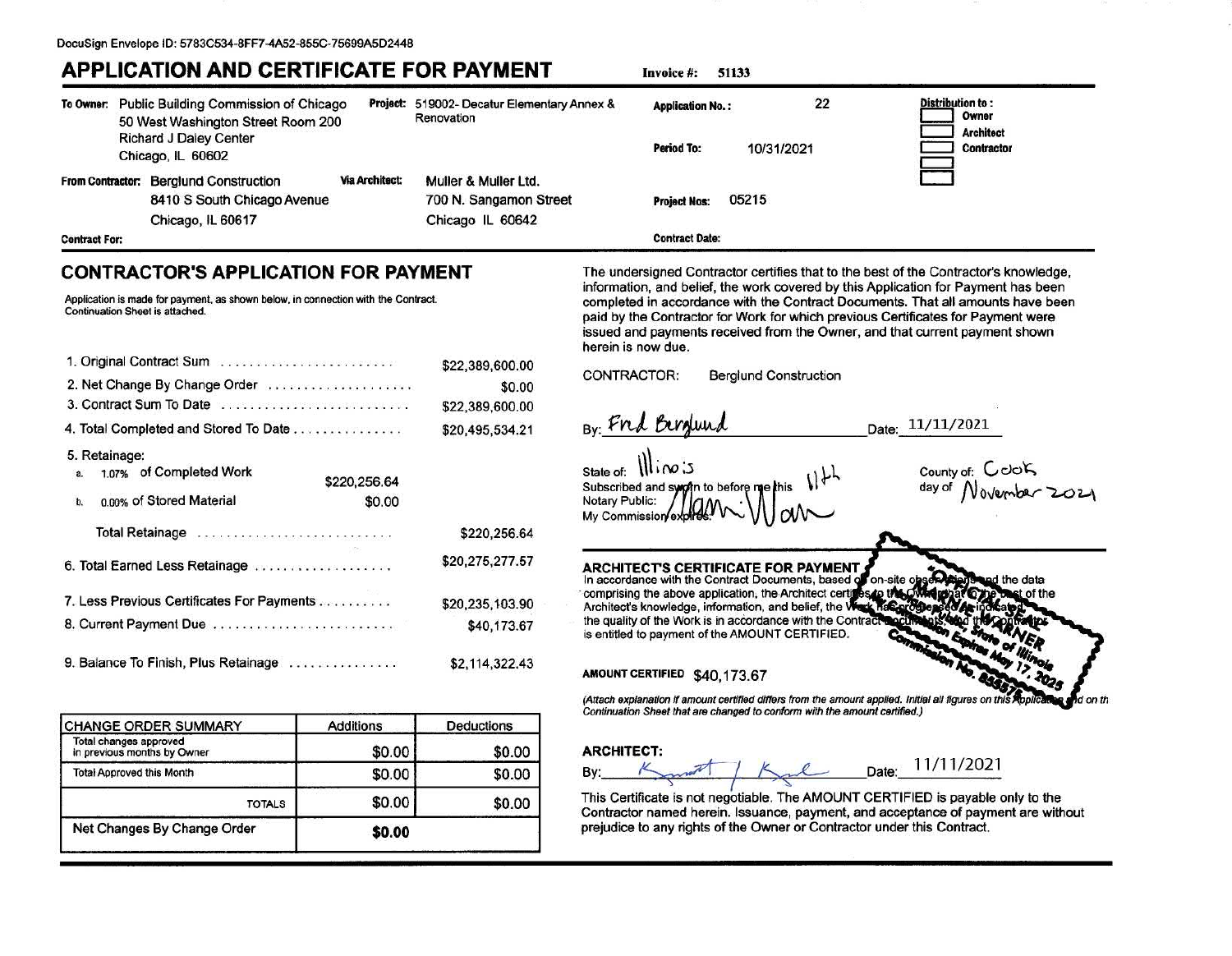DocuSign Envelope ID: 5783C534-8FF7-4A52-855C-75699A5D2448

# APPLICATION AND CERTIFICATE FOR PAYMENT

**Invoice #:** 51133

**To Owner:** Public Building Commission of Chicago
50 West Washington Street Room 200
Richard J Daley Center
Chicago, IL 60602

**Project:** 519002- Decatur Elementary Annex & Renovation

**Application No.:** 22

**Period To:** 10/31/2021

**Distribution to :**
- Owner
- Architect
- Contractor

**From Contractor:** Berglund Construction
8410 S South Chicago Avenue
Chicago, IL 60617

**Via Architect:** Muller & Muller Ltd.
700 N. Sangamon Street
Chicago IL 60642

**Project Nos:** 05215

**Contract For:**

**Contract Date:**

## CONTRACTOR'S APPLICATION FOR PAYMENT

Application is made for payment, as shown below, in connection with the Contract. Continuation Sheet is attached.

| | | |
|---|---|---|
| 1. Original Contract Sum | | $22,389,600.00 |
| 2. Net Change By Change Order | | $0.00 |
| 3. Contract Sum To Date | | $22,389,600.00 |
| 4. Total Completed and Stored To Date | | $20,495,534.21 |
| 5. Retainage: | | |
| a. 1.07% of Completed Work | $220,256.64 | |
| b. 0.00% of Stored Material | $0.00 | |
| Total Retainage | | $220,256.64 |
| 6. Total Earned Less Retainage | | $20,275,277.57 |
| 7. Less Previous Certificates For Payments | | $20,235,103.90 |
| 8. Current Payment Due | | $40,173.67 |
| 9. Balance To Finish, Plus Retainage | | $2,114,322.43 |

| CHANGE ORDER SUMMARY | Additions | Deductions |
|---|---|---|
| Total changes approved in previous months by Owner | $0.00 | $0.00 |
| Total Approved this Month | $0.00 | $0.00 |
| TOTALS | $0.00 | $0.00 |
| Net Changes By Change Order | $0.00 | |

The undersigned Contractor certifies that to the best of the Contractor's knowledge, information, and belief, the work covered by this Application for Payment has been completed in accordance with the Contract Documents. That all amounts have been paid by the Contractor for Work for which previous Certificates for Payment were issued and payments received from the Owner, and that current payment shown herein is now due.

CONTRACTOR: Berglund Construction

By: *Fred Berglund* Date: 11/11/2021

State of: Illinois County of: Cook
Subscribed and sworn to before me this 11th day of November 2021
Notary Public: *Marni Warner*
My Commission expires:

"OFFICIAL SEAL" Marni Warner, Notary Public, State of Illinois, Commission Expires May 17, 2025, Commission No. 855575

## ARCHITECT'S CERTIFICATE FOR PAYMENT

In accordance with the Contract Documents, based on on-site observations and the data comprising the above application, the Architect certifies to the Owner that to the best of the Architect's knowledge, information, and belief, the Work has progressed as indicated, the quality of the Work is in accordance with the Contract Documents, and the Contractor is entitled to payment of the AMOUNT CERTIFIED.

**AMOUNT CERTIFIED** $40,173.67

*(Attach explanation if amount certified differs from the amount applied. Initial all figures on this Application and on the Continuation Sheet that are changed to conform with the amount certified.)*

**ARCHITECT:**

By: *[signature]* Date: 11/11/2021

This Certificate is not negotiable. The AMOUNT CERTIFIED is payable only to the Contractor named herein. Issuance, payment, and acceptance of payment are without prejudice to any rights of the Owner or Contractor under this Contract.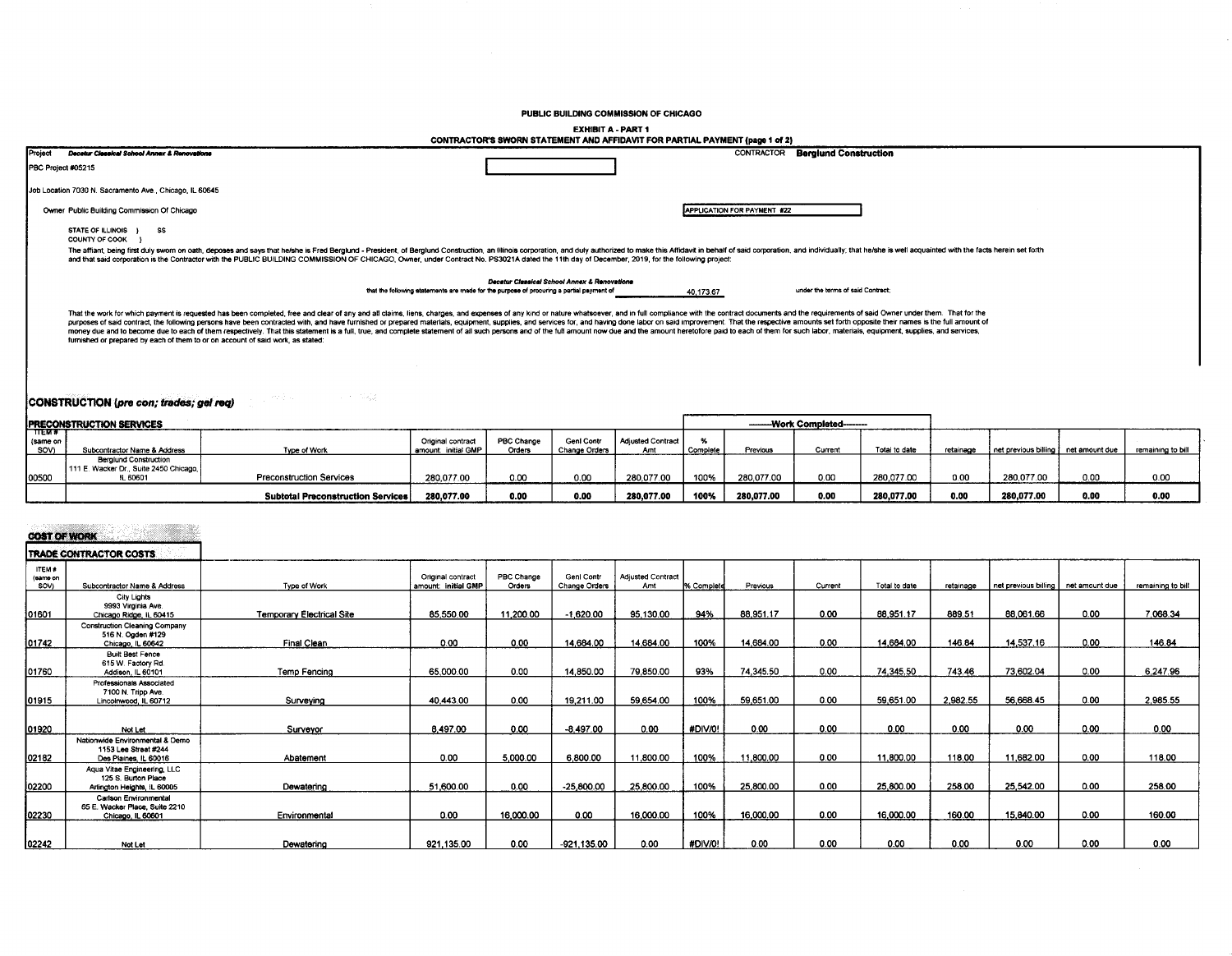# PUBLIC BUILDING COMMISSION OF CHICAGO

## EXHIBIT A - PART 1

### CONTRACTOR'S SWORN STATEMENT AND AFFIDAVIT FOR PARTIAL PAYMENT (page 1 of 2)

Project *Decatur Classical School Annex & Renovations*

CONTRACTOR **Berglund Construction**

PBC Project #05215

Job Location 7030 N. Sacramento Ave., Chicago, IL 60645

Owner Public Building Commission Of Chicago

APPLICATION FOR PAYMENT #22

STATE OF ILLINOIS } SS
COUNTY OF COOK }

The affiant, being first duly sworn on oath, deposes and says that he/she is Fred Berglund - President, of Berglund Construction, an Illinois corporation, and duly authorized to make this Affidavit in behalf of said corporation, and individually; that he/she is well acquainted with the facts herein set forth and that said corporation is the Contractor with the PUBLIC BUILDING COMMISSION OF CHICAGO, Owner, under Contract No. PS3021A dated the 11th day of December, 2019, for the following project:

*Decatur Classical School Annex & Renovations*

that the following statements are made for the purpose of procuring a partial payment of 40,173.67 under the terms of said Contract;

That the work for which payment is requested has been completed, free and clear of any and all claims, liens, charges, and expenses of any kind or nature whatsoever, and in full compliance with the contract documents and the requirements of said Owner under them. That for the purposes of said contract, the following persons have been contracted with, and have furnished or prepared materials, equipment, supplies, and services for, and having done labor on said improvement. That the respective amounts set forth opposite their names is the full amount of money due and to become due to each of them respectively. That this statement is a full, true, and complete statement of all such persons and of the full amount now due and the amount heretofore paid to each of them for such labor, materials, equipment, supplies, and services, furnished or prepared by each of them to or on account of said work, as stated:

## CONSTRUCTION *(pre con; trades; gel req)*

### PRECONSTRUCTION SERVICES

| ITEM # (same on SOV) | Subcontractor Name & Address | Type of Work | Original contract amount: initial GMP | PBC Change Orders | Genl Contr Change Orders | Adjusted Contract Amt | % Complete | Work Completed: Previous | Work Completed: Current | Work Completed: Total to date | retainage | net previous billing | net amount due | remaining to bill |
|---|---|---|---|---|---|---|---|---|---|---|---|---|---|---|
| 00500 | Berglund Construction 111 E. Wacker Dr., Suite 2450 Chicago, IL 60601 | Preconstruction Services | 280,077.00 | 0.00 | 0.00 | 280,077.00 | 100% | 280,077.00 | 0.00 | 280,077.00 | 0.00 | 280,077.00 | 0.00 | 0.00 |
| | | **Subtotal Preconstruction Services** | **280,077.00** | **0.00** | **0.00** | **280,077.00** | **100%** | **280,077.00** | **0.00** | **280,077.00** | **0.00** | **280,077.00** | **0.00** | **0.00** |

## COST OF WORK

### TRADE CONTRACTOR COSTS

| ITEM # (same on SOV) | Subcontractor Name & Address | Type of Work | Original contract amount: initial GMP | PBC Change Orders | Genl Contr Change Orders | Adjusted Contract Amt | % Complete | Previous | Current | Total to date | retainage | net previous billing | net amount due | remaining to bill |
|---|---|---|---|---|---|---|---|---|---|---|---|---|---|---|
| 01601 | City Lights 9993 Virginia Ave. Chicago Ridge, IL 60415 | Temporary Electrical Site | 85,550.00 | 11,200.00 | -1,620.00 | 95,130.00 | 94% | 88,951.17 | 0.00 | 88,951.17 | 889.51 | 88,061.66 | 0.00 | 7,068.34 |
| 01742 | Construction Cleaning Company 516 N. Ogden #129 Chicago, IL 60642 | Final Clean | 0.00 | 0.00 | 14,684.00 | 14,684.00 | 100% | 14,684.00 | 0.00 | 14,684.00 | 146.84 | 14,537.16 | 0.00 | 146.84 |
| 01760 | Built Best Fence 615 W. Factory Rd. Addison, IL 60101 | Temp Fencing | 65,000.00 | 0.00 | 14,850.00 | 79,850.00 | 93% | 74,345.50 | 0.00 | 74,345.50 | 743.46 | 73,602.04 | 0.00 | 6,247.96 |
| 01915 | Professionals Associated 7100 N. Tripp Ave. Lincolnwood, IL 60712 | Surveying | 40,443.00 | 0.00 | 19,211.00 | 59,654.00 | 100% | 59,651.00 | 0.00 | 59,651.00 | 2,982.55 | 56,668.45 | 0.00 | 2,985.55 |
| 01920 | Not Let | Surveyor | 8,497.00 | 0.00 | -8,497.00 | 0.00 | #DIV/0! | 0.00 | 0.00 | 0.00 | 0.00 | 0.00 | 0.00 | 0.00 |
| 02182 | Nationwide Environmental & Demo 1153 Lee Street #244 Des Plaines, IL 60016 | Abatement | 0.00 | 5,000.00 | 6,800.00 | 11,800.00 | 100% | 11,800.00 | 0.00 | 11,800.00 | 118.00 | 11,682.00 | 0.00 | 118.00 |
| 02200 | Aqua Vitae Engineering, LLC 125 S. Burton Place Arlington Heights, IL 60005 | Dewatering | 51,600.00 | 0.00 | -25,800.00 | 25,800.00 | 100% | 25,800.00 | 0.00 | 25,800.00 | 258.00 | 25,542.00 | 0.00 | 258.00 |
| 02230 | Carlson Environmental 65 E. Wacker Place, Suite 2210 Chicago, IL 60601 | Environmental | 0.00 | 16,000.00 | 0.00 | 16,000.00 | 100% | 16,000.00 | 0.00 | 16,000.00 | 160.00 | 15,840.00 | 0.00 | 160.00 |
| 02242 | Not Let | Dewatering | 921,135.00 | 0.00 | -921,135.00 | 0.00 | #DIV/0! | 0.00 | 0.00 | 0.00 | 0.00 | 0.00 | 0.00 | 0.00 |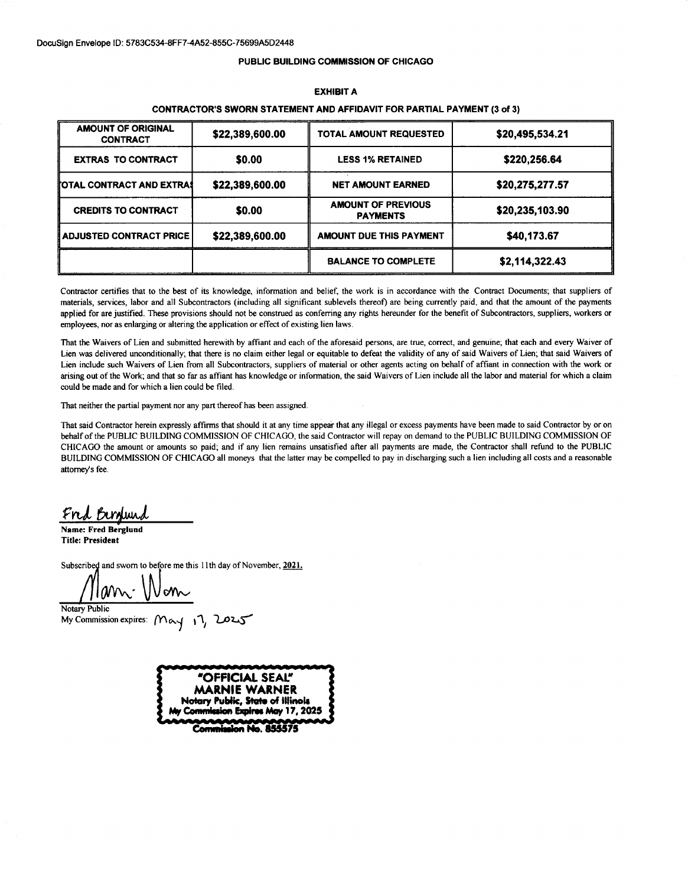DocuSign Envelope ID: 5783C534-8FF7-4A52-855C-75699A5D2448

**PUBLIC BUILDING COMMISSION OF CHICAGO**

**EXHIBIT A**

**CONTRACTOR'S SWORN STATEMENT AND AFFIDAVIT FOR PARTIAL PAYMENT (3 of 3)**

| | | | |
|---|---|---|---|
| **AMOUNT OF ORIGINAL CONTRACT** | **$22,389,600.00** | **TOTAL AMOUNT REQUESTED** | **$20,495,534.21** |
| **EXTRAS TO CONTRACT** | **$0.00** | **LESS 1% RETAINED** | **$220,256.64** |
| **TOTAL CONTRACT AND EXTRAS** | **$22,389,600.00** | **NET AMOUNT EARNED** | **$20,275,277.57** |
| **CREDITS TO CONTRACT** | **$0.00** | **AMOUNT OF PREVIOUS PAYMENTS** | **$20,235,103.90** |
| **ADJUSTED CONTRACT PRICE** | **$22,389,600.00** | **AMOUNT DUE THIS PAYMENT** | **$40,173.67** |
| | | **BALANCE TO COMPLETE** | **$2,114,322.43** |

Contractor certifies that to the best of its knowledge, information and belief, the work is in accordance with the Contract Documents; that suppliers of materials, services, labor and all Subcontractors (including all significant sublevels thereof) are being currently paid, and that the amount of the payments applied for are justified. These provisions should not be construed as conferring any rights hereunder for the benefit of Subcontractors, suppliers, workers or employees, nor as enlarging or altering the application or effect of existing lien laws.

That the Waivers of Lien and submitted herewith by affiant and each of the aforesaid persons, are true, correct, and genuine; that each and every Waiver of Lien was delivered unconditionally; that there is no claim either legal or equitable to defeat the validity of any of said Waivers of Lien; that said Waivers of Lien include such Waivers of Lien from all Subcontractors, suppliers of material or other agents acting on behalf of affiant in connection with the work or arising out of the Work; and that so far as affiant has knowledge or information, the said Waivers of Lien include all the labor and material for which a claim could be made and for which a lien could be filed.

That neither the partial payment nor any part thereof has been assigned.

That said Contractor herein expressly affirms that should it at any time appear that any illegal or excess payments have been made to said Contractor by or on behalf of the PUBLIC BUILDING COMMISSION OF CHICAGO, the said Contractor will repay on demand to the PUBLIC BUILDING COMMISSION OF CHICAGO the amount or amounts so paid; and if any lien remains unsatisfied after all payments are made, the Contractor shall refund to the PUBLIC BUILDING COMMISSION OF CHICAGO all moneys that the latter may be compelled to pay in discharging such a lien including all costs and a reasonable attorney's fee.

Fred Berglund

**Name: Fred Berglund**
**Title: President**

Subscribed and sworn to before me this 11th day of November, **2021.**

Marn Warn

Notary Public
My Commission expires: May 17, 2025

"OFFICIAL SEAL"
MARNIE WARNER
Notary Public, State of Illinois
My Commission Expires May 17, 2025
Commission No. 855575